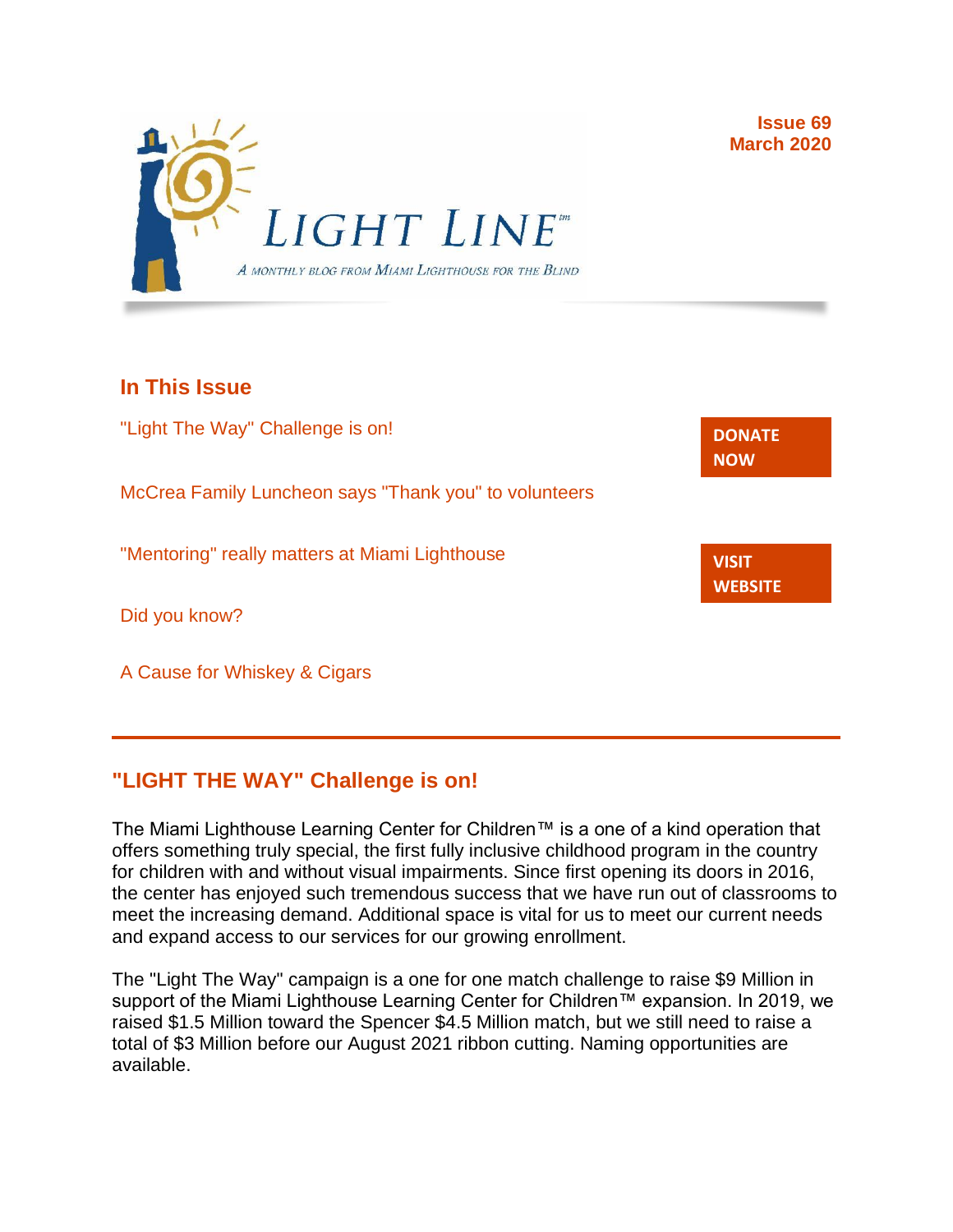# LIGHT LINE™

*A monthly blog from Miami Lighthouse for the Blind*

**Issue 69**
**March 2020**

## In This Issue

"Light The Way" Challenge is on!

McCrea Family Luncheon says "Thank you" to volunteers

"Mentoring" really matters at Miami Lighthouse

Did you know?

A Cause for Whiskey & Cigars

**DONATE NOW**

**VISIT WEBSITE**

---

## "LIGHT THE WAY" Challenge is on!

The Miami Lighthouse Learning Center for Children™ is a one of a kind operation that offers something truly special, the first fully inclusive childhood program in the country for children with and without visual impairments. Since first opening its doors in 2016, the center has enjoyed such tremendous success that we have run out of classrooms to meet the increasing demand. Additional space is vital for us to meet our current needs and expand access to our services for our growing enrollment.

The "Light The Way" campaign is a one for one match challenge to raise $9 Million in support of the Miami Lighthouse Learning Center for Children™ expansion. In 2019, we raised $1.5 Million toward the Spencer $4.5 Million match, but we still need to raise a total of $3 Million before our August 2021 ribbon cutting. Naming opportunities are available.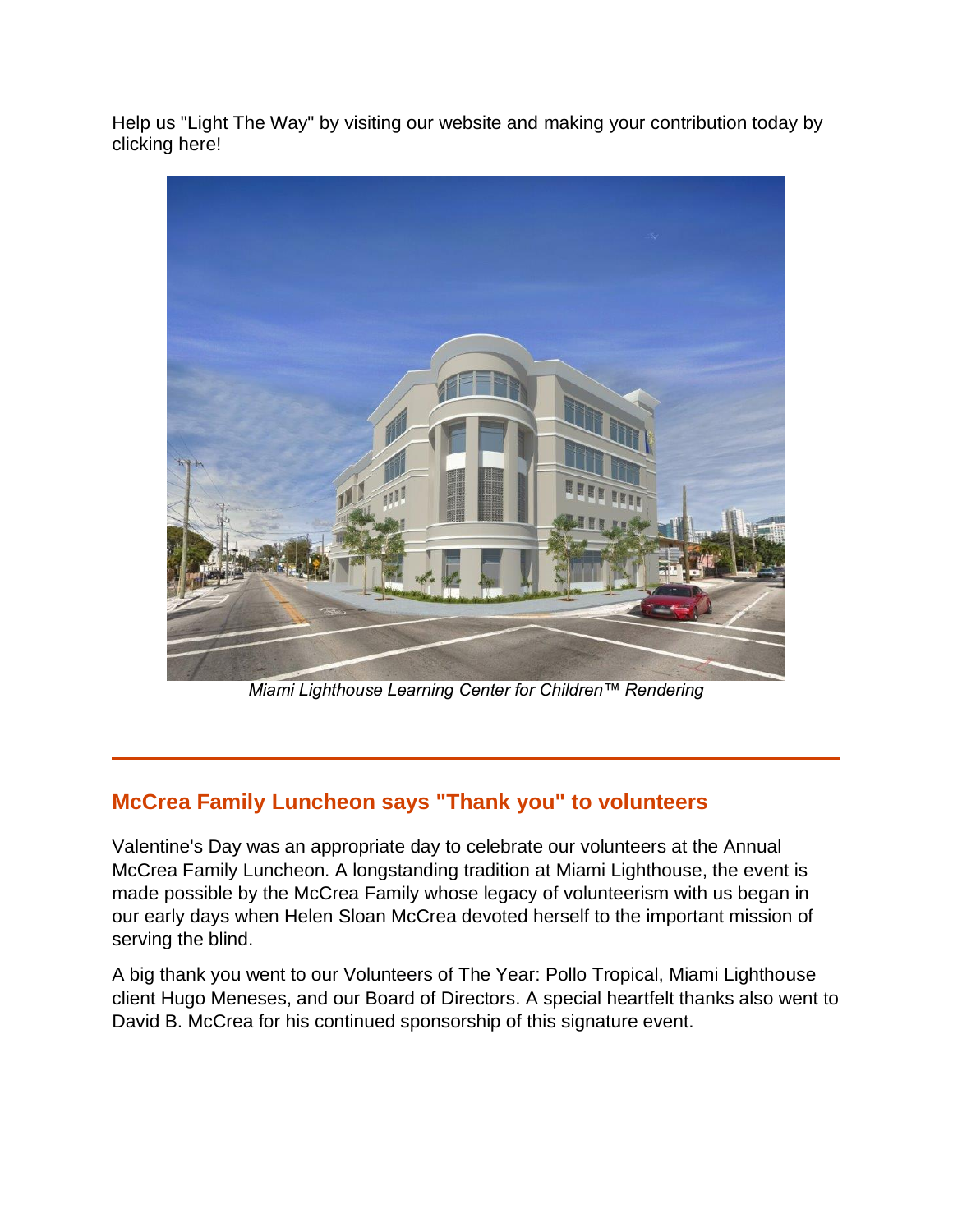Help us "Light The Way" by visiting our website and making your contribution today by clicking here!

*Miami Lighthouse Learning Center for Children™ Rendering*

---

## McCrea Family Luncheon says "Thank you" to volunteers

Valentine's Day was an appropriate day to celebrate our volunteers at the Annual McCrea Family Luncheon. A longstanding tradition at Miami Lighthouse, the event is made possible by the McCrea Family whose legacy of volunteerism with us began in our early days when Helen Sloan McCrea devoted herself to the important mission of serving the blind.

A big thank you went to our Volunteers of The Year: Pollo Tropical, Miami Lighthouse client Hugo Meneses, and our Board of Directors. A special heartfelt thanks also went to David B. McCrea for his continued sponsorship of this signature event.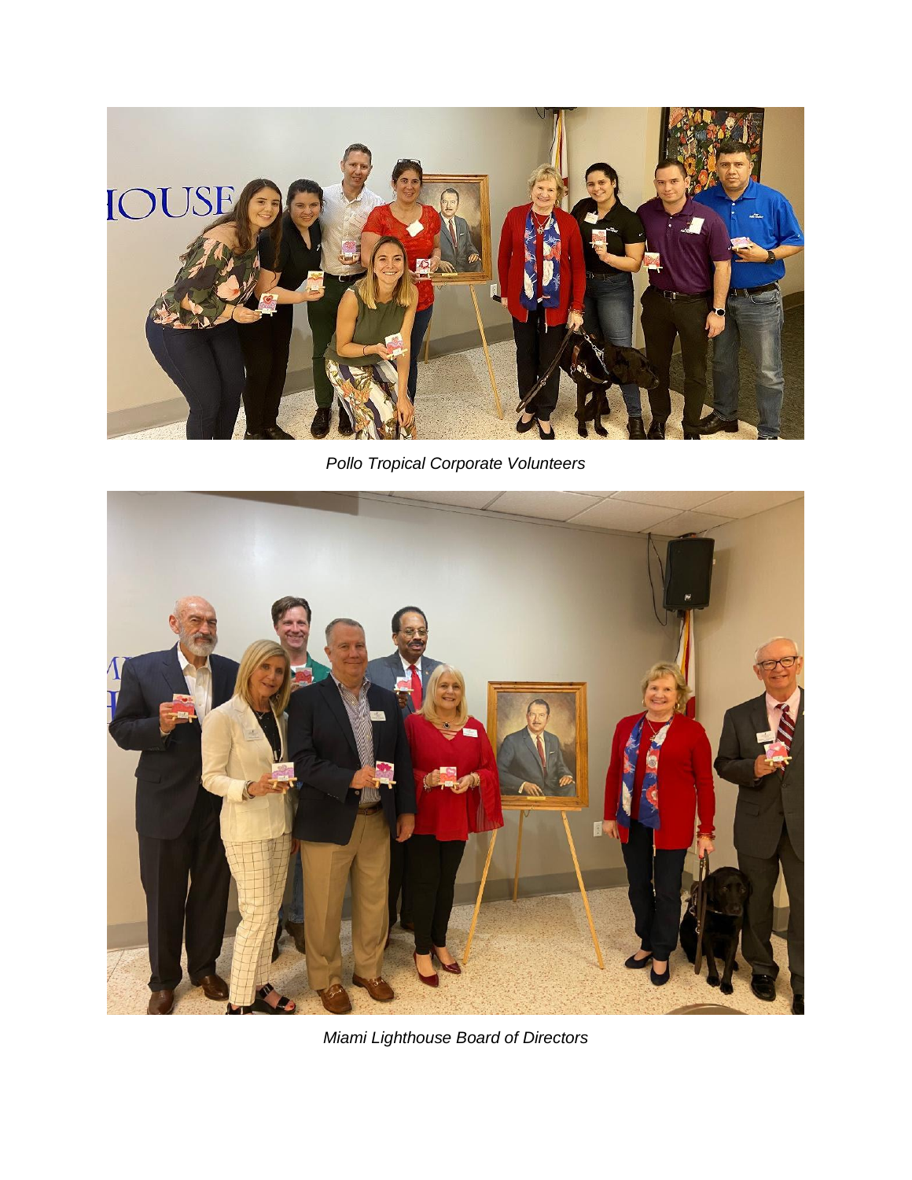*Pollo Tropical Corporate Volunteers*

*Miami Lighthouse Board of Directors*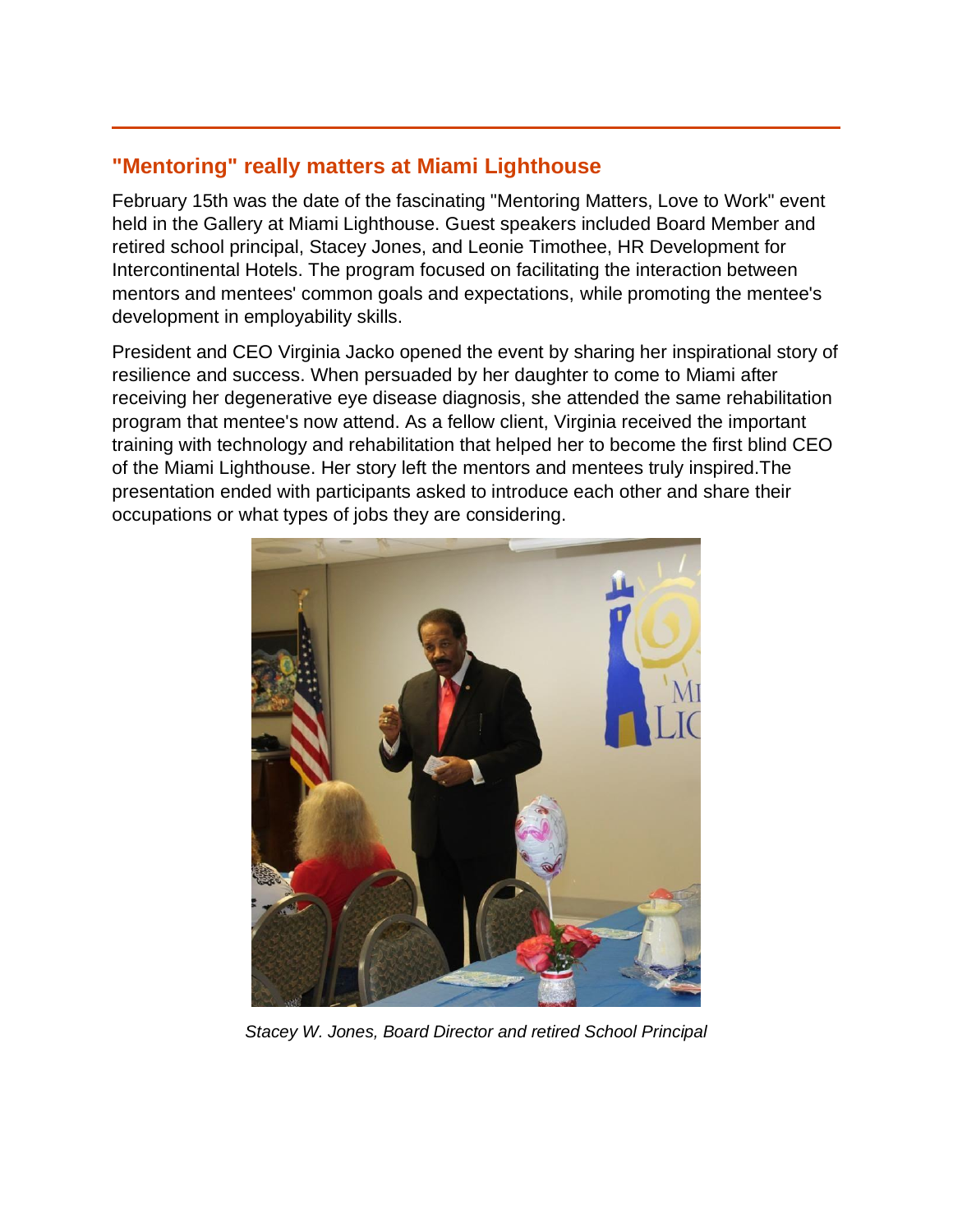## "Mentoring" really matters at Miami Lighthouse

February 15th was the date of the fascinating "Mentoring Matters, Love to Work" event held in the Gallery at Miami Lighthouse. Guest speakers included Board Member and retired school principal, Stacey Jones, and Leonie Timothee, HR Development for Intercontinental Hotels. The program focused on facilitating the interaction between mentors and mentees' common goals and expectations, while promoting the mentee's development in employability skills.

President and CEO Virginia Jacko opened the event by sharing her inspirational story of resilience and success. When persuaded by her daughter to come to Miami after receiving her degenerative eye disease diagnosis, she attended the same rehabilitation program that mentee's now attend. As a fellow client, Virginia received the important training with technology and rehabilitation that helped her to become the first blind CEO of the Miami Lighthouse. Her story left the mentors and mentees truly inspired.The presentation ended with participants asked to introduce each other and share their occupations or what types of jobs they are considering.

*Stacey W. Jones, Board Director and retired School Principal*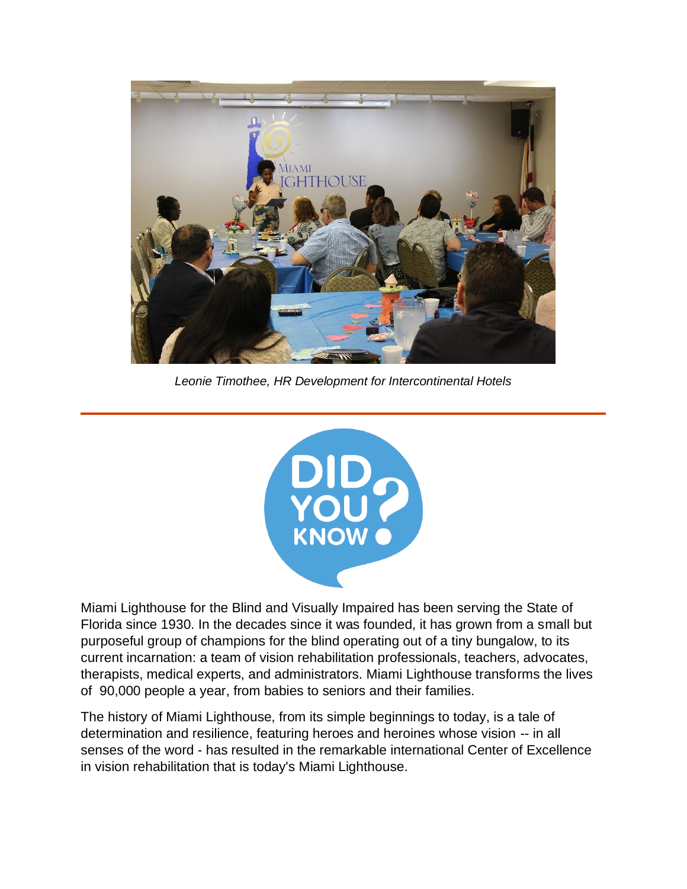*Leonie Timothee, HR Development for Intercontinental Hotels*

---

DID YOU KNOW?

Miami Lighthouse for the Blind and Visually Impaired has been serving the State of Florida since 1930. In the decades since it was founded, it has grown from a small but purposeful group of champions for the blind operating out of a tiny bungalow, to its current incarnation: a team of vision rehabilitation professionals, teachers, advocates, therapists, medical experts, and administrators. Miami Lighthouse transforms the lives of 90,000 people a year, from babies to seniors and their families.

The history of Miami Lighthouse, from its simple beginnings to today, is a tale of determination and resilience, featuring heroes and heroines whose vision -- in all senses of the word - has resulted in the remarkable international Center of Excellence in vision rehabilitation that is today's Miami Lighthouse.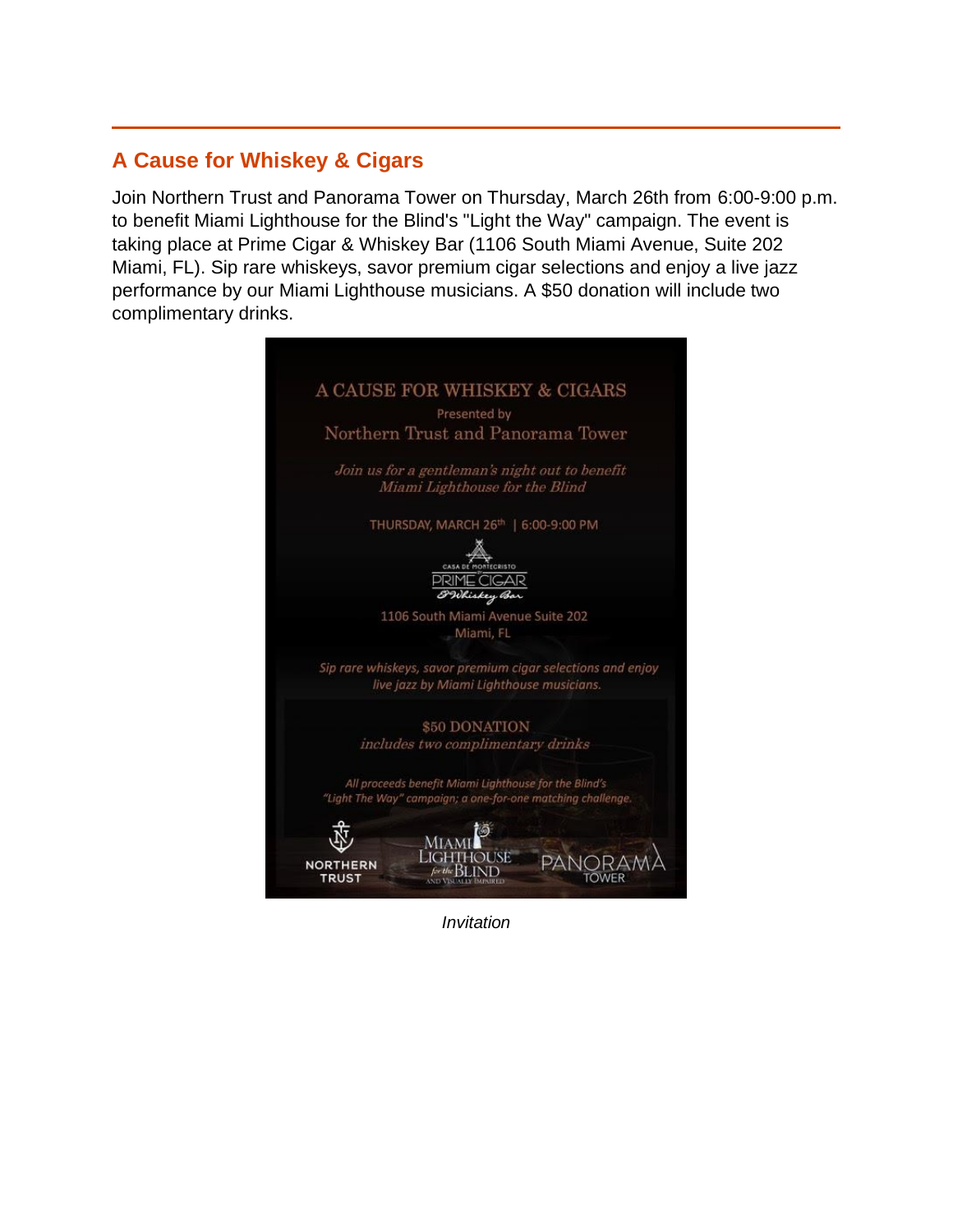## A Cause for Whiskey & Cigars

Join Northern Trust and Panorama Tower on Thursday, March 26th from 6:00-9:00 p.m. to benefit Miami Lighthouse for the Blind's "Light the Way" campaign. The event is taking place at Prime Cigar & Whiskey Bar (1106 South Miami Avenue, Suite 202 Miami, FL). Sip rare whiskeys, savor premium cigar selections and enjoy a live jazz performance by our Miami Lighthouse musicians. A $50 donation will include two complimentary drinks.

*Invitation*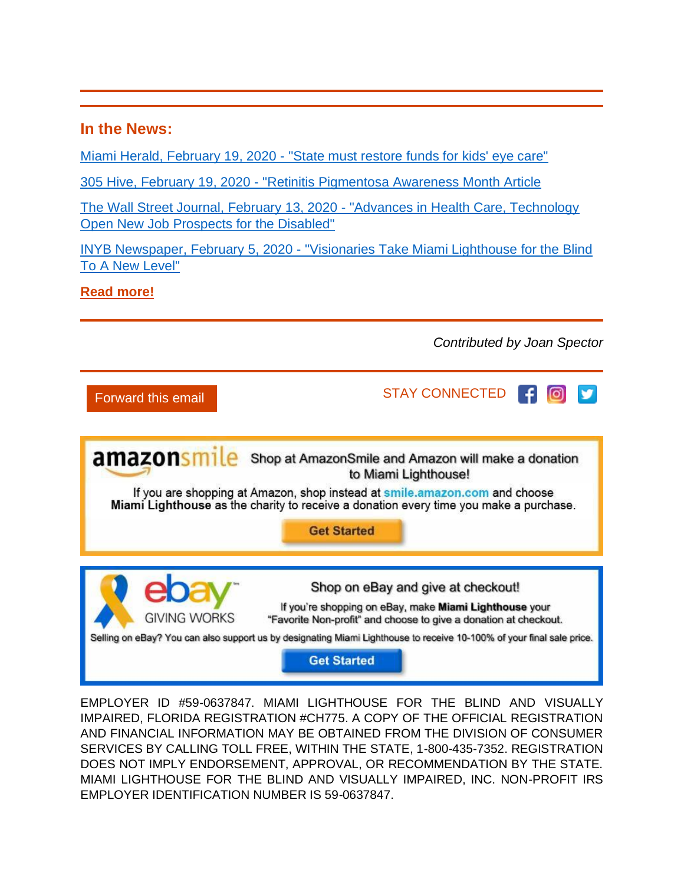## In the News:

Miami Herald, February 19, 2020 - "State must restore funds for kids' eye care"

305 Hive, February 19, 2020 - "Retinitis Pigmentosa Awareness Month Article

The Wall Street Journal, February 13, 2020 - "Advances in Health Care, Technology Open New Job Prospects for the Disabled"

INYB Newspaper, February 5, 2020 - "Visionaries Take Miami Lighthouse for the Blind To A New Level"

**Read more!**

*Contributed by Joan Spector*

Forward this email

STAY CONNECTED

amazonsmile Shop at AmazonSmile and Amazon will make a donation to Miami Lighthouse!

If you are shopping at Amazon, shop instead at smile.amazon.com and choose **Miami Lighthouse** as the charity to receive a donation every time you make a purchase.

Get Started

ebay GIVING WORKS

Shop on eBay and give at checkout!

If you're shopping on eBay, make **Miami Lighthouse** your "Favorite Non-profit" and choose to give a donation at checkout.

Selling on eBay? You can also support us by designating Miami Lighthouse to receive 10-100% of your final sale price.

Get Started

EMPLOYER ID #59-0637847. MIAMI LIGHTHOUSE FOR THE BLIND AND VISUALLY IMPAIRED, FLORIDA REGISTRATION #CH775. A COPY OF THE OFFICIAL REGISTRATION AND FINANCIAL INFORMATION MAY BE OBTAINED FROM THE DIVISION OF CONSUMER SERVICES BY CALLING TOLL FREE, WITHIN THE STATE, 1-800-435-7352. REGISTRATION DOES NOT IMPLY ENDORSEMENT, APPROVAL, OR RECOMMENDATION BY THE STATE. MIAMI LIGHTHOUSE FOR THE BLIND AND VISUALLY IMPAIRED, INC. NON-PROFIT IRS EMPLOYER IDENTIFICATION NUMBER IS 59-0637847.